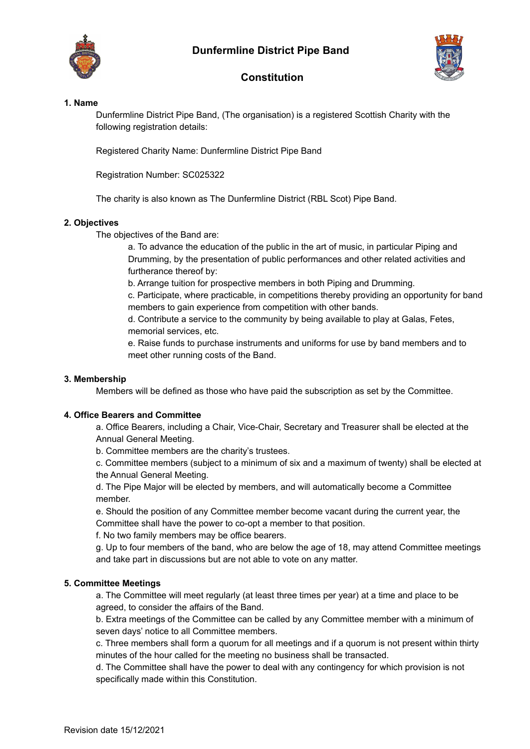# Dunfermline District Pipe Band

## Constitution

### 1. Name

Dunfermline District Pipe Band, (The organisation) is a registered Scottish Charity with the following registration details:

Registered Charity Name: Dunfermline District Pipe Band

Registration Number: SC025322

The charity is also known as The Dunfermline District (RBL Scot) Pipe Band.

### 2. Objectives

The objectives of the Band are:

a. To advance the education of the public in the art of music, in particular Piping and Drumming, by the presentation of public performances and other related activities and furtherance thereof by:

b. Arrange tuition for prospective members in both Piping and Drumming.

c. Participate, where practicable, in competitions thereby providing an opportunity for band members to gain experience from competition with other bands.

d. Contribute a service to the community by being available to play at Galas, Fetes, memorial services, etc.

e. Raise funds to purchase instruments and uniforms for use by band members and to meet other running costs of the Band.

### 3. Membership

Members will be defined as those who have paid the subscription as set by the Committee.

### 4. Office Bearers and Committee

a. Office Bearers, including a Chair, Vice-Chair, Secretary and Treasurer shall be elected at the Annual General Meeting.

b. Committee members are the charity's trustees.

c. Committee members (subject to a minimum of six and a maximum of twenty) shall be elected at the Annual General Meeting.

d. The Pipe Major will be elected by members, and will automatically become a Committee member.

e. Should the position of any Committee member become vacant during the current year, the Committee shall have the power to co-opt a member to that position.

f. No two family members may be office bearers.

g. Up to four members of the band, who are below the age of 18, may attend Committee meetings and take part in discussions but are not able to vote on any matter.

### 5. Committee Meetings

a. The Committee will meet regularly (at least three times per year) at a time and place to be agreed, to consider the affairs of the Band.

b. Extra meetings of the Committee can be called by any Committee member with a minimum of seven days' notice to all Committee members.

c. Three members shall form a quorum for all meetings and if a quorum is not present within thirty minutes of the hour called for the meeting no business shall be transacted.

d. The Committee shall have the power to deal with any contingency for which provision is not specifically made within this Constitution.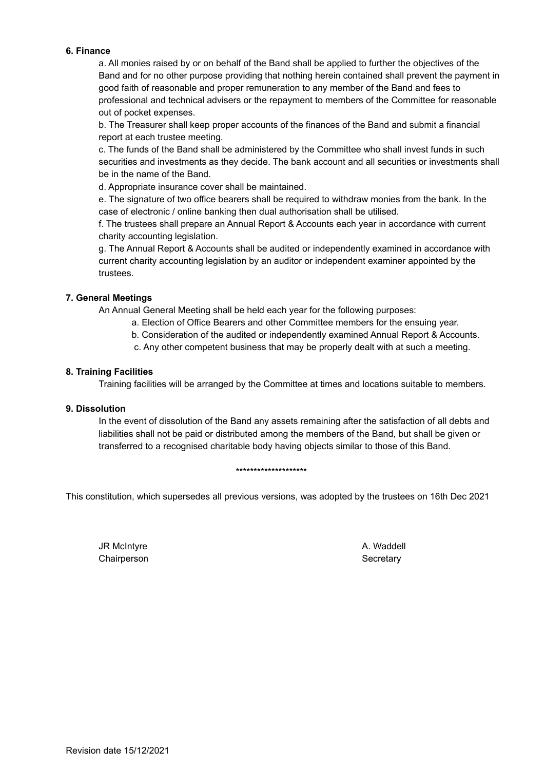**6. Finance**

a. All monies raised by or on behalf of the Band shall be applied to further the objectives of the Band and for no other purpose providing that nothing herein contained shall prevent the payment in good faith of reasonable and proper remuneration to any member of the Band and fees to professional and technical advisers or the repayment to members of the Committee for reasonable out of pocket expenses.

b. The Treasurer shall keep proper accounts of the finances of the Band and submit a financial report at each trustee meeting.

c. The funds of the Band shall be administered by the Committee who shall invest funds in such securities and investments as they decide. The bank account and all securities or investments shall be in the name of the Band.

d. Appropriate insurance cover shall be maintained.

e. The signature of two office bearers shall be required to withdraw monies from the bank. In the case of electronic / online banking then dual authorisation shall be utilised.

f. The trustees shall prepare an Annual Report & Accounts each year in accordance with current charity accounting legislation.

g. The Annual Report & Accounts shall be audited or independently examined in accordance with current charity accounting legislation by an auditor or independent examiner appointed by the trustees.

**7. General Meetings**

An Annual General Meeting shall be held each year for the following purposes:

a. Election of Office Bearers and other Committee members for the ensuing year.

b. Consideration of the audited or independently examined Annual Report & Accounts.

c. Any other competent business that may be properly dealt with at such a meeting.

**8. Training Facilities**

Training facilities will be arranged by the Committee at times and locations suitable to members.

**9. Dissolution**

In the event of dissolution of the Band any assets remaining after the satisfaction of all debts and liabilities shall not be paid or distributed among the members of the Band, but shall be given or transferred to a recognised charitable body having objects similar to those of this Band.

********************

This constitution, which supersedes all previous versions, was adopted by the trustees on 16th Dec 2021

JR McIntyre
Chairperson

A. Waddell
Secretary

Revision date 15/12/2021